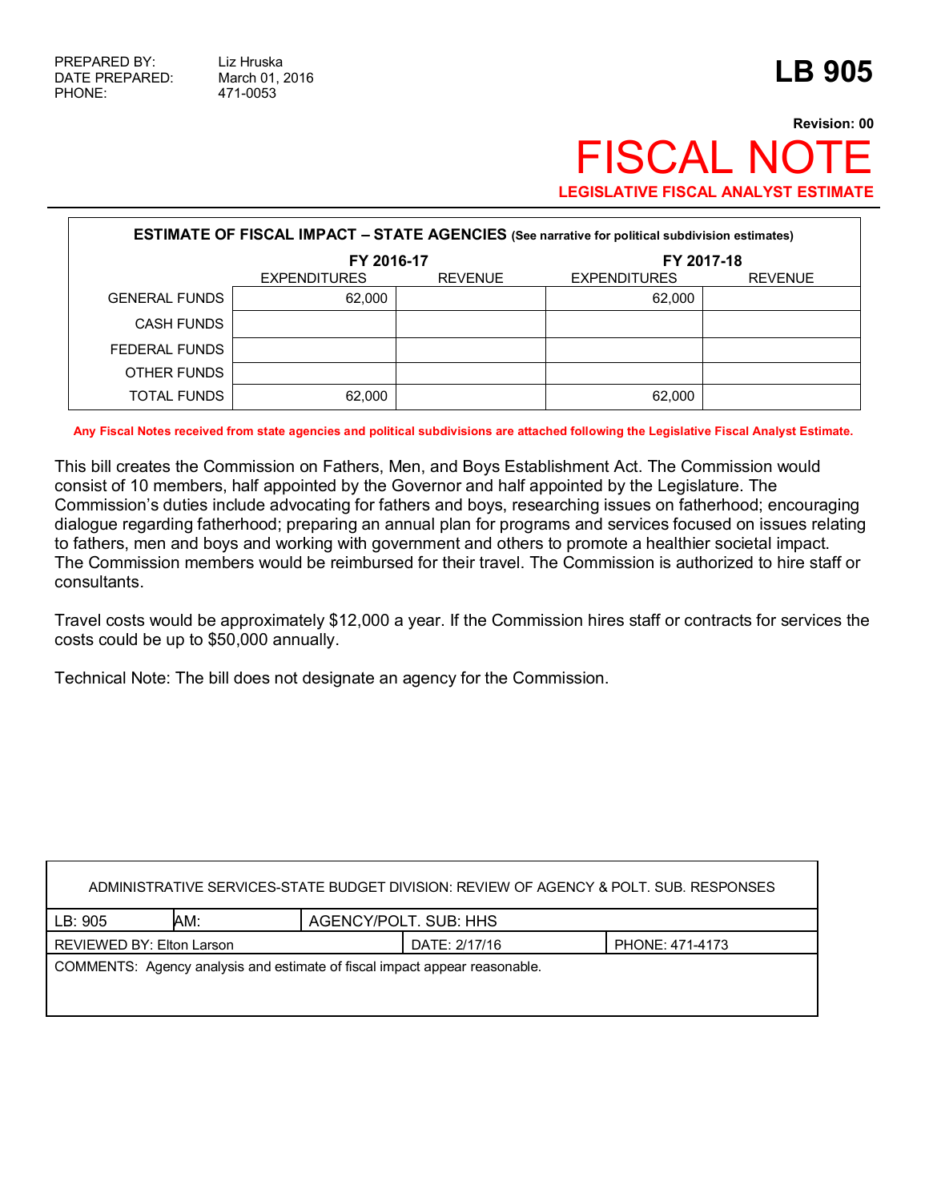PREPARED BY: Liz Hruska
DATE PREPARED: March 01, 2016
PHONE: 471-0053

# LB 905

**Revision: 00**

# FISCAL NOTE

**LEGISLATIVE FISCAL ANALYST ESTIMATE**

| **ESTIMATE OF FISCAL IMPACT – STATE AGENCIES** (See narrative for political subdivision estimates) | | | | |
|---|---|---|---|---|
| | **FY 2016-17** | | **FY 2017-18** | |
| | EXPENDITURES | REVENUE | EXPENDITURES | REVENUE |
| GENERAL FUNDS | 62,000 | | 62,000 | |
| CASH FUNDS | | | | |
| FEDERAL FUNDS | | | | |
| OTHER FUNDS | | | | |
| TOTAL FUNDS | 62,000 | | 62,000 | |

**Any Fiscal Notes received from state agencies and political subdivisions are attached following the Legislative Fiscal Analyst Estimate.**

This bill creates the Commission on Fathers, Men, and Boys Establishment Act. The Commission would consist of 10 members, half appointed by the Governor and half appointed by the Legislature. The Commission's duties include advocating for fathers and boys, researching issues on fatherhood; encouraging dialogue regarding fatherhood; preparing an annual plan for programs and services focused on issues relating to fathers, men and boys and working with government and others to promote a healthier societal impact. The Commission members would be reimbursed for their travel. The Commission is authorized to hire staff or consultants.

Travel costs would be approximately $12,000 a year. If the Commission hires staff or contracts for services the costs could be up to $50,000 annually.

Technical Note: The bill does not designate an agency for the Commission.

| ADMINISTRATIVE SERVICES-STATE BUDGET DIVISION: REVIEW OF AGENCY & POLT. SUB. RESPONSES | | |
|---|---|---|
| LB: 905 | AM: | AGENCY/POLT. SUB: HHS |
| REVIEWED BY: Elton Larson | DATE: 2/17/16 | PHONE: 471-4173 |
| COMMENTS: Agency analysis and estimate of fiscal impact appear reasonable. | | |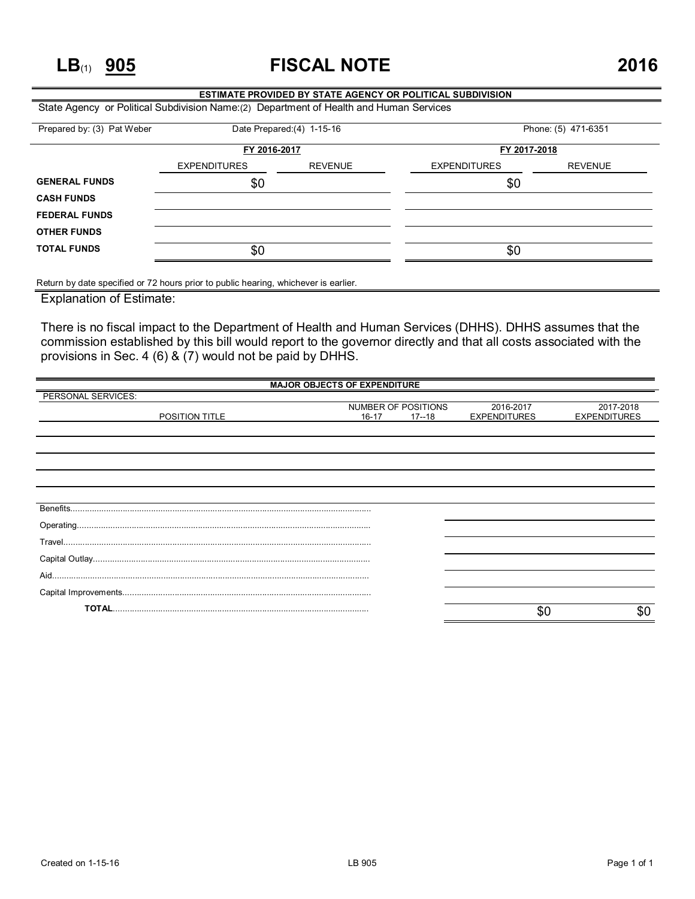# LB(1) 905 FISCAL NOTE 2016

**ESTIMATE PROVIDED BY STATE AGENCY OR POLITICAL SUBDIVISION**

State Agency or Political Subdivision Name:(2) Department of Health and Human Services

Prepared by: (3) Pat Weber | Date Prepared:(4) 1-15-16 | Phone: (5) 471-6351

| | FY 2016-2017 | | FY 2017-2018 | |
|---|---|---|---|---|
| | EXPENDITURES | REVENUE | EXPENDITURES | REVENUE |
| **GENERAL FUNDS** | $0 | | $0 | |
| **CASH FUNDS** | | | | |
| **FEDERAL FUNDS** | | | | |
| **OTHER FUNDS** | | | | |
| **TOTAL FUNDS** | $0 | | $0 | |

Return by date specified or 72 hours prior to public hearing, whichever is earlier.

Explanation of Estimate:

There is no fiscal impact to the Department of Health and Human Services (DHHS). DHHS assumes that the commission established by this bill would report to the governor directly and that all costs associated with the provisions in Sec. 4 (6) & (7) would not be paid by DHHS.

**MAJOR OBJECTS OF EXPENDITURE**

PERSONAL SERVICES:

| POSITION TITLE | NUMBER OF POSITIONS 16-17 | NUMBER OF POSITIONS 17--18 | 2016-2017 EXPENDITURES | 2017-2018 EXPENDITURES |
|---|---|---|---|---|
| | | | | |

| | | |
|---|---|---|
| Benefits | | |
| Operating | | |
| Travel | | |
| Capital Outlay | | |
| Aid | | |
| Capital Improvements | | |
| **TOTAL** | $0 | $0 |